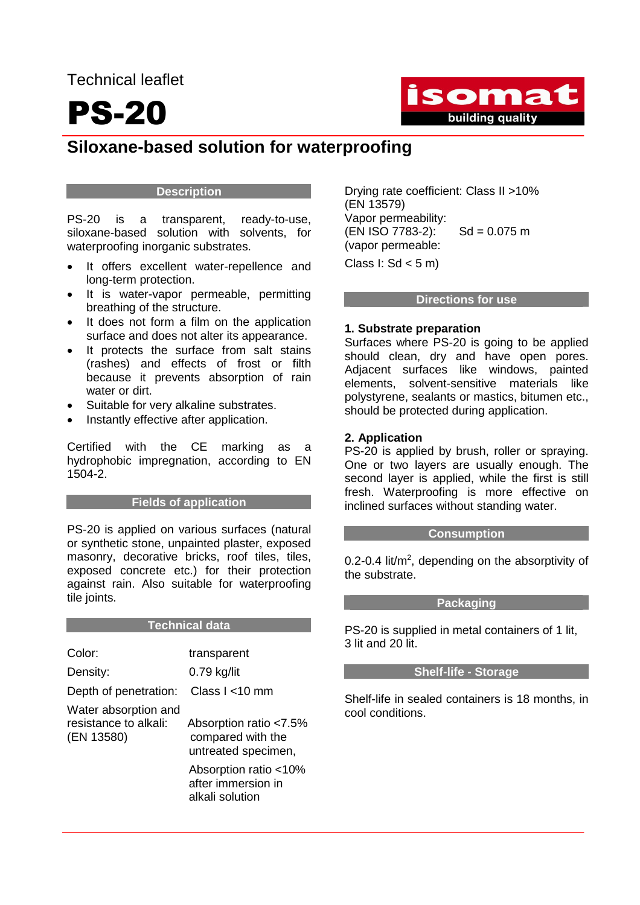Technical leaflet

# PS-20

## Siloxane-based solution for waterproofing

### Description

PS-20 is a transparent, ready-to-use, siloxane-based solution with solvents, for waterproofing inorganic substrates.

- It offers excellent water-repellence and long-term protection.
- It is water-vapor permeable, permitting breathing of the structure.
- It does not form a film on the application surface and does not alter its appearance.
- It protects the surface from salt stains (rashes) and effects of frost or filth because it prevents absorption of rain water or dirt.
- Suitable for very alkaline substrates.
- Instantly effective after application.

Certified with the CE marking as a hydrophobic impregnation, according to EN 1504-2.

### Fields of application

PS-20 is applied on various surfaces (natural or synthetic stone, unpainted plaster, exposed masonry, decorative bricks, roof tiles, tiles, exposed concrete etc.) for their protection against rain. Also suitable for waterproofing tile joints.

### Technical data

| | |
|---|---|
| Color: | transparent |
| Density: | 0.79 kg/lit |
| Depth of penetration: | Class I <10 mm |
| Water absorption and resistance to alkali: (EN 13580) | Absorption ratio <7.5% compared with the untreated specimen, Absorption ratio <10% after immersion in alkali solution |

Drying rate coefficient: Class II >10% (EN 13579)
Vapor permeability:
(EN ISO 7783-2): Sd = 0.075 m
(vapor permeable:
Class I: Sd < 5 m)

### Directions for use

**1. Substrate preparation**
Surfaces where PS-20 is going to be applied should clean, dry and have open pores. Adjacent surfaces like windows, painted elements, solvent-sensitive materials like polystyrene, sealants or mastics, bitumen etc., should be protected during application.

**2. Application**
PS-20 is applied by brush, roller or spraying. One or two layers are usually enough. The second layer is applied, while the first is still fresh. Waterproofing is more effective on inclined surfaces without standing water.

### Consumption

0.2-0.4 lit/m$^2$, depending on the absorptivity of the substrate.

### Packaging

PS-20 is supplied in metal containers of 1 lit, 3 lit and 20 lit.

### Shelf-life - Storage

Shelf-life in sealed containers is 18 months, in cool conditions.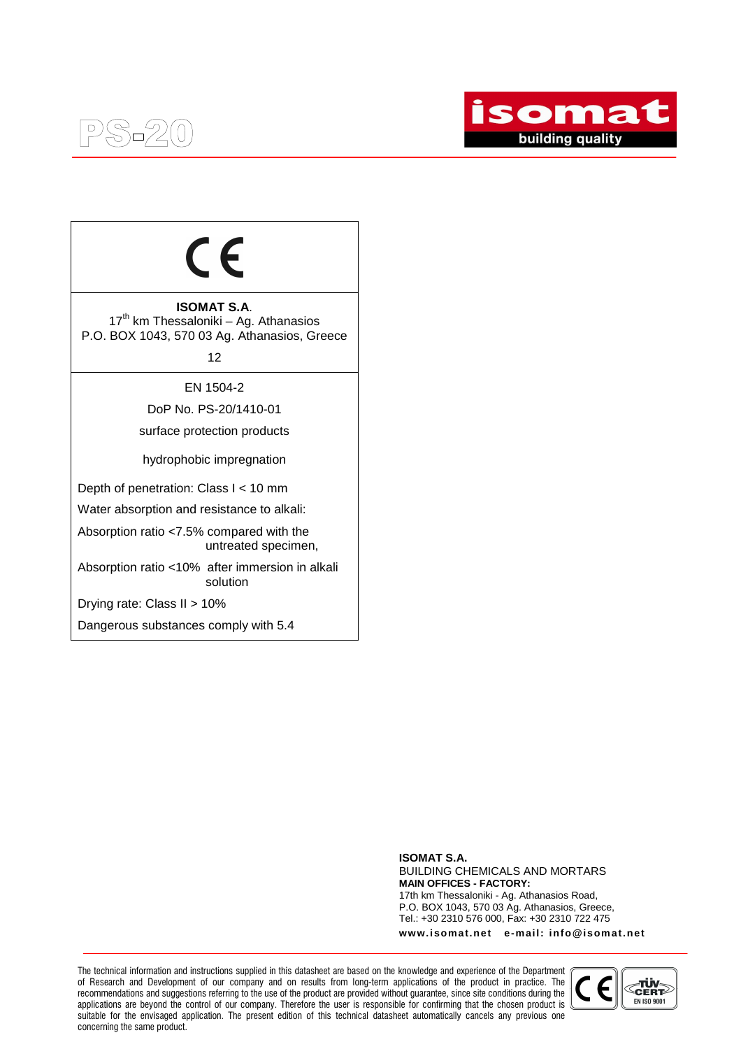CE

**ISOMAT S.A**.
17th km Thessaloniki – Ag. Athanasios
P.O. BOX 1043, 570 03 Ag. Athanasios, Greece

12

EN 1504-2

DoP No. PS-20/1410-01

surface protection products

hydrophobic impregnation

Depth of penetration: Class I < 10 mm

Water absorption and resistance to alkali:

Absorption ratio <7.5% compared with the untreated specimen,

Absorption ratio <10% after immersion in alkali solution

Drying rate: Class II > 10%

Dangerous substances comply with 5.4

**ISOMAT S.A.**
BUILDING CHEMICALS AND MORTARS
**MAIN OFFICES - FACTORY:**
17th km Thessaloniki - Ag. Athanasios Road,
P.O. BOX 1043, 570 03 Ag. Athanasios, Greece,
Tel.: +30 2310 576 000, Fax: +30 2310 722 475
**www.isomat.net e-mail: info@isomat.net**

The technical information and instructions supplied in this datasheet are based on the knowledge and experience of the Department of Research and Development of our company and on results from long-term applications of the product in practice. The recommendations and suggestions referring to the use of the product are provided without guarantee, since site conditions during the applications are beyond the control of our company. Therefore the user is responsible for confirming that the chosen product is suitable for the envisaged application. The present edition of this technical datasheet automatically cancels any previous one concerning the same product.